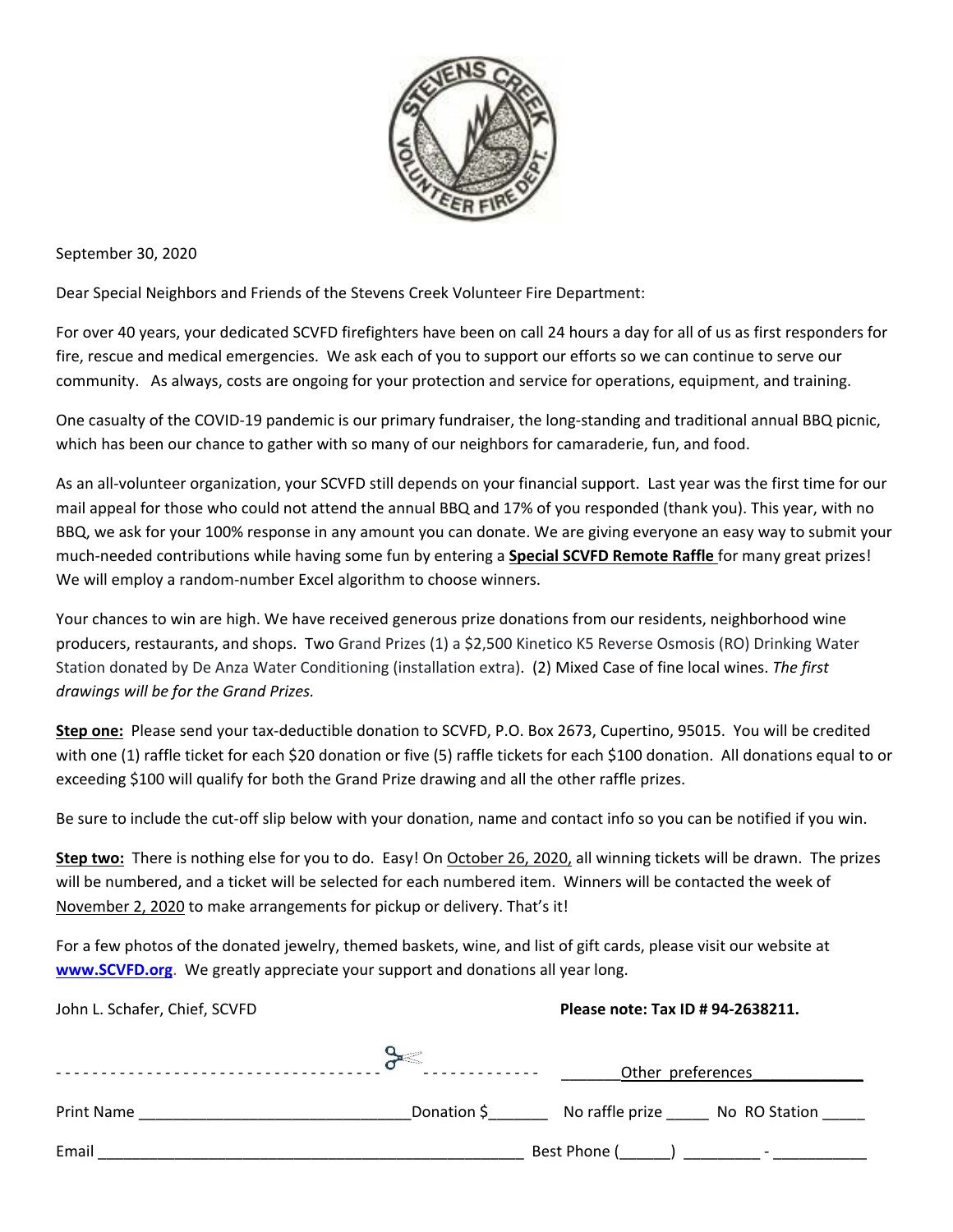September 30, 2020

Dear Special Neighbors and Friends of the Stevens Creek Volunteer Fire Department:

For over 40 years, your dedicated SCVFD firefighters have been on call 24 hours a day for all of us as first responders for fire, rescue and medical emergencies. We ask each of you to support our efforts so we can continue to serve our community. As always, costs are ongoing for your protection and service for operations, equipment, and training.

One casualty of the COVID-19 pandemic is our primary fundraiser, the long-standing and traditional annual BBQ picnic, which has been our chance to gather with so many of our neighbors for camaraderie, fun, and food.

As an all-volunteer organization, your SCVFD still depends on your financial support. Last year was the first time for our mail appeal for those who could not attend the annual BBQ and 17% of you responded (thank you). This year, with no BBQ, we ask for your 100% response in any amount you can donate. We are giving everyone an easy way to submit your much-needed contributions while having some fun by entering a **Special SCVFD Remote Raffle** for many great prizes! We will employ a random-number Excel algorithm to choose winners.

Your chances to win are high. We have received generous prize donations from our residents, neighborhood wine producers, restaurants, and shops. Two Grand Prizes (1) a $2,500 Kinetico K5 Reverse Osmosis (RO) Drinking Water Station donated by De Anza Water Conditioning (installation extra). (2) Mixed Case of fine local wines. *The first drawings will be for the Grand Prizes.*

**Step one:** Please send your tax-deductible donation to SCVFD, P.O. Box 2673, Cupertino, 95015. You will be credited with one (1) raffle ticket for each $20 donation or five (5) raffle tickets for each $100 donation. All donations equal to or exceeding $100 will qualify for both the Grand Prize drawing and all the other raffle prizes.

Be sure to include the cut-off slip below with your donation, name and contact info so you can be notified if you win.

**Step two:** There is nothing else for you to do. Easy! On October 26, 2020, all winning tickets will be drawn. The prizes will be numbered, and a ticket will be selected for each numbered item. Winners will be contacted the week of November 2, 2020 to make arrangements for pickup or delivery. That's it!

For a few photos of the donated jewelry, themed baskets, wine, and list of gift cards, please visit our website at **www.SCVFD.org**. We greatly appreciate your support and donations all year long.

John L. Schafer, Chief, SCVFD

**Please note: Tax ID # 94-2638211.**

- - - - - - - - - - - - - - - - - - - - - - - - - - - - - - - - - - - - - - - - - - - - - - - - - ✂ - - - - - - - - - - - - -

_______Other preferences_____________

Print Name ________________________________ Donation $_______ No raffle prize _____ No RO Station _____

Email ___________________________________________________ Best Phone (______) _________ - ___________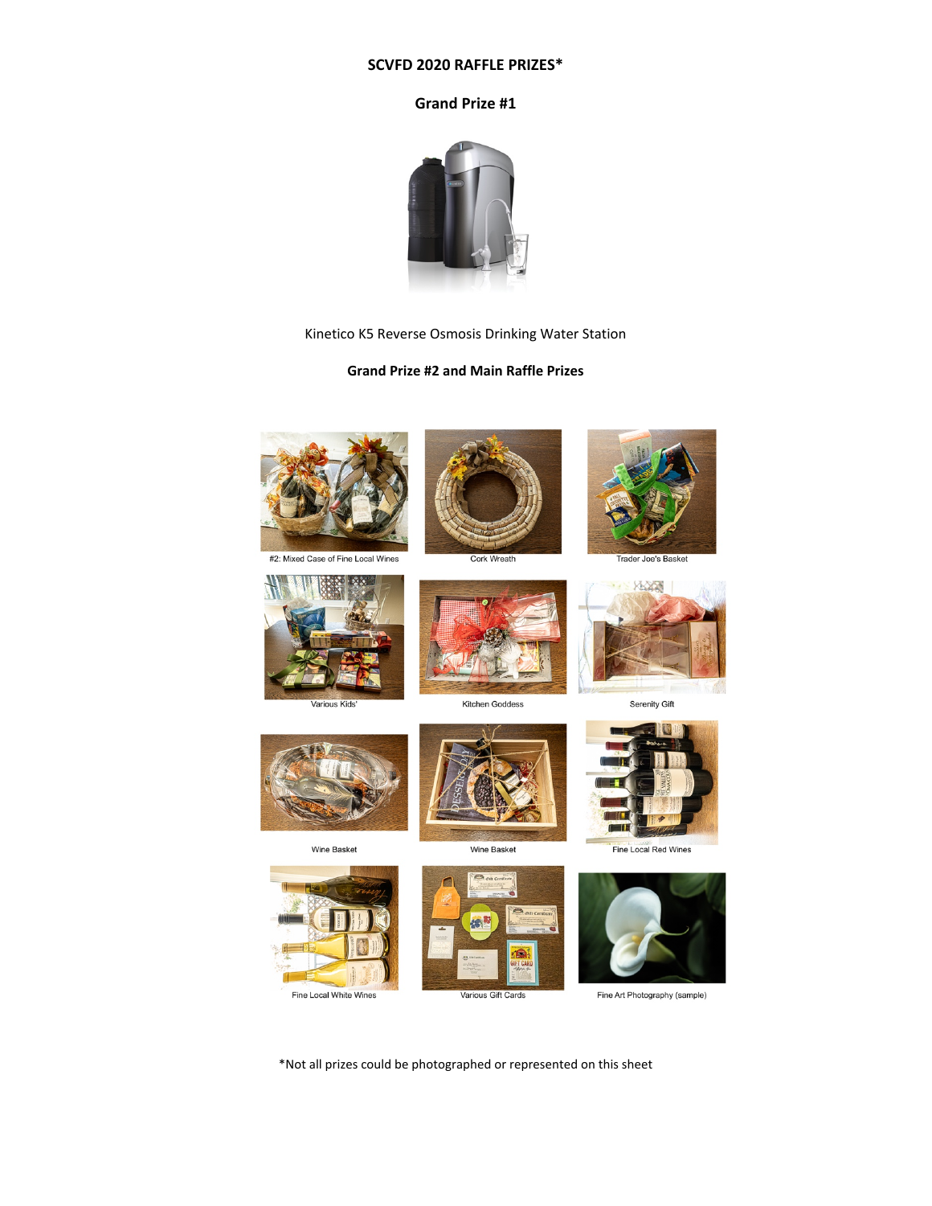# SCVFD 2020 RAFFLE PRIZES*

## Grand Prize #1

Kinetico K5 Reverse Osmosis Drinking Water Station

## Grand Prize #2 and Main Raffle Prizes

#2: Mixed Case of Fine Local Wines

Cork Wreath

Trader Joe's Basket

Various Kids'

Kitchen Goddess

Serenity Gift

Wine Basket

Wine Basket

Fine Local Red Wines

Fine Local White Wines

Various Gift Cards

Fine Art Photography (sample)

*Not all prizes could be photographed or represented on this sheet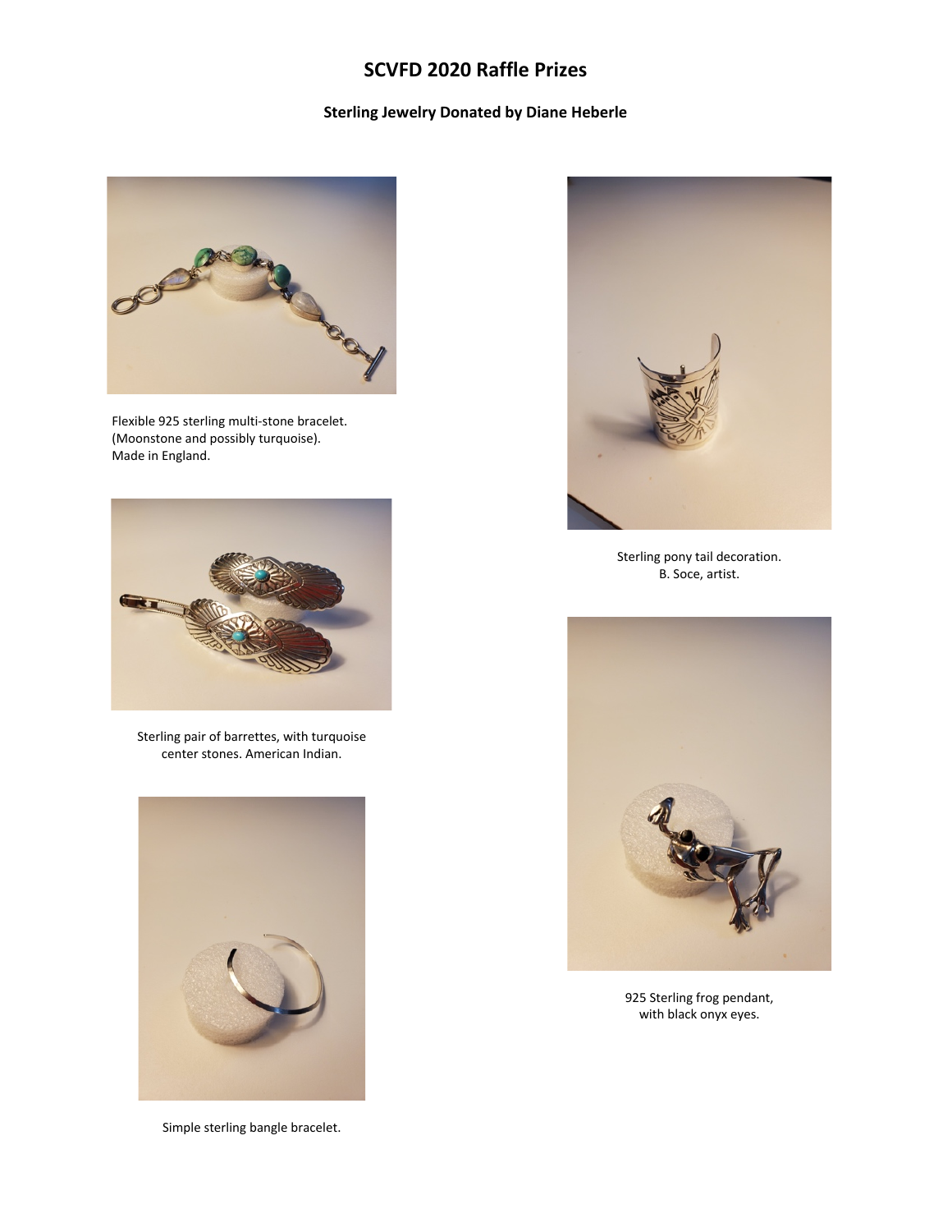# SCVFD 2020 Raffle Prizes

## Sterling Jewelry Donated by Diane Heberle

Flexible 925 sterling multi-stone bracelet. (Moonstone and possibly turquoise). Made in England.

Sterling pair of barrettes, with turquoise center stones. American Indian.

Simple sterling bangle bracelet.

Sterling pony tail decoration. B. Soce, artist.

925 Sterling frog pendant, with black onyx eyes.